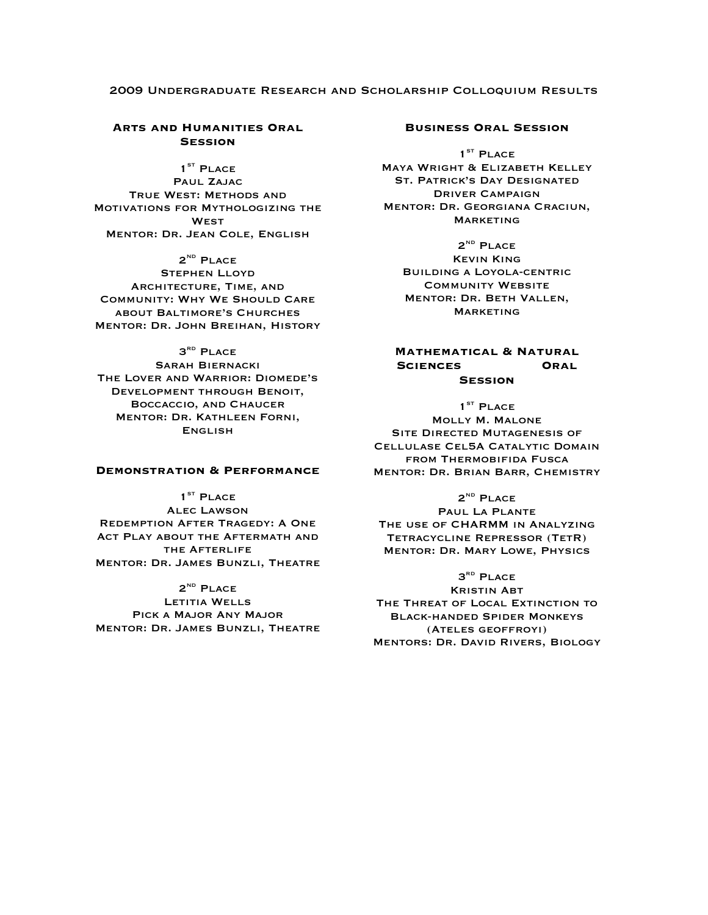# 2009 Undergraduate Research and Scholarship Colloquium Results

## Arts and Humanities Oral Session

**1st Place**
Paul Zajac
True West: Methods and Motivations for Mythologizing the West
Mentor: Dr. Jean Cole, English

**2nd Place**
Stephen Lloyd
Architecture, Time, and Community: Why We Should Care about Baltimore's Churches
Mentor: Dr. John Breihan, History

**3rd Place**
Sarah Biernacki
The Lover and Warrior: Diomede's Development through Benoit, Boccaccio, and Chaucer
Mentor: Dr. Kathleen Forni, English

## Demonstration & Performance

**1st Place**
Alec Lawson
Redemption After Tragedy: A One Act Play about the Aftermath and the Afterlife
Mentor: Dr. James Bunzli, Theatre

**2nd Place**
Letitia Wells
Pick a Major Any Major
Mentor: Dr. James Bunzli, Theatre

## Business Oral Session

**1st Place**
Maya Wright & Elizabeth Kelley
St. Patrick's Day Designated Driver Campaign
Mentor: Dr. Georgiana Craciun, Marketing

**2nd Place**
Kevin King
Building a Loyola-centric Community Website
Mentor: Dr. Beth Vallen, Marketing

## Mathematical & Natural Sciences Oral Session

**1st Place**
Molly M. Malone
Site Directed Mutagenesis of Cellulase Cel5A Catalytic Domain from Thermobifida Fusca
Mentor: Dr. Brian Barr, Chemistry

**2nd Place**
Paul La Plante
The use of CHARMM in Analyzing Tetracycline Repressor (TetR)
Mentor: Dr. Mary Lowe, Physics

**3rd Place**
Kristin Abt
The Threat of Local Extinction to Black-handed Spider Monkeys (Ateles geoffroyi)
Mentors: Dr. David Rivers, Biology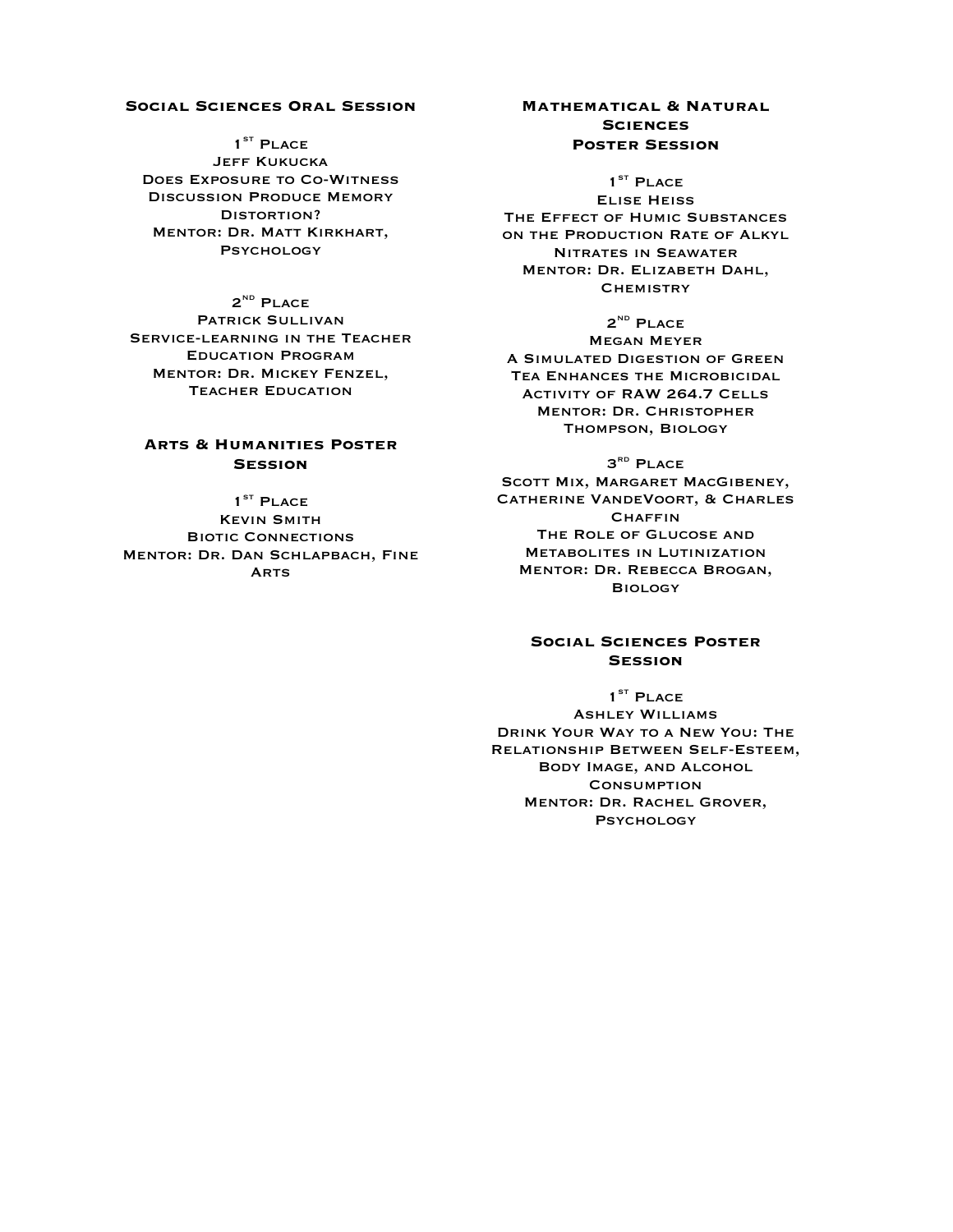## Social Sciences Oral Session

1st Place
Jeff Kukucka
Does Exposure to Co-Witness Discussion Produce Memory Distortion?
Mentor: Dr. Matt Kirkhart, Psychology

2nd Place
Patrick Sullivan
Service-learning in the Teacher Education Program
Mentor: Dr. Mickey Fenzel, Teacher Education

## Arts & Humanities Poster Session

1st Place
Kevin Smith
Biotic Connections
Mentor: Dr. Dan Schlapbach, Fine Arts

## Mathematical & Natural Sciences Poster Session

1st Place
Elise Heiss
The Effect of Humic Substances on the Production Rate of Alkyl Nitrates in Seawater
Mentor: Dr. Elizabeth Dahl, Chemistry

2nd Place
Megan Meyer
A Simulated Digestion of Green Tea Enhances the Microbicidal Activity of RAW 264.7 Cells
Mentor: Dr. Christopher Thompson, Biology

3rd Place
Scott Mix, Margaret MacGibeney, Catherine VandeVoort, & Charles Chaffin
The Role of Glucose and Metabolites in Lutinization
Mentor: Dr. Rebecca Brogan, Biology

## Social Sciences Poster Session

1st Place
Ashley Williams
Drink Your Way to a New You: The Relationship Between Self-Esteem, Body Image, and Alcohol Consumption
Mentor: Dr. Rachel Grover, Psychology